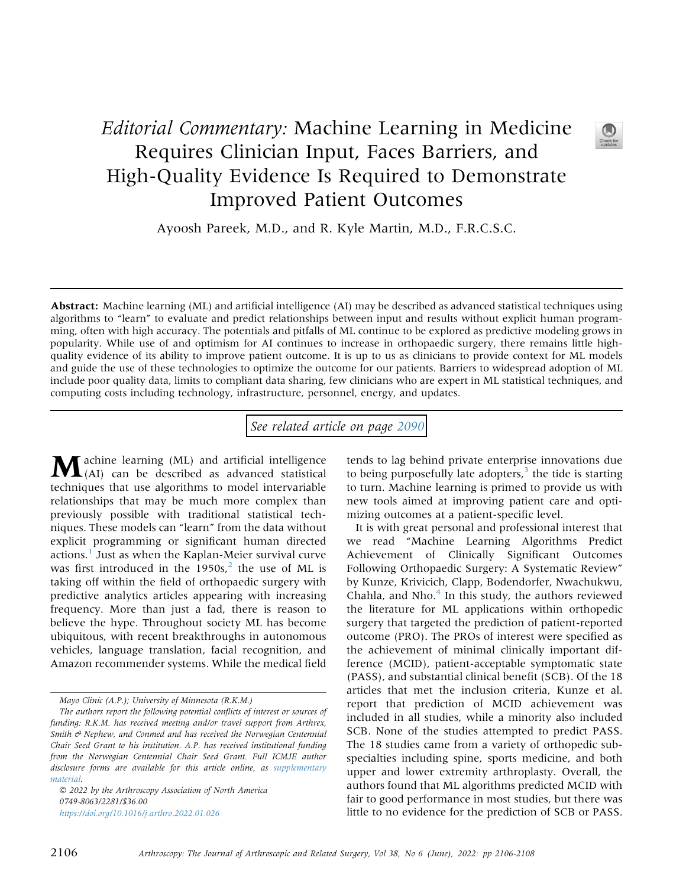# *Editorial Commentary:* Machine Learning in Medicine Requires Clinician Input, Faces Barriers, and High-Quality Evidence Is Required to Demonstrate Improved Patient Outcomes

Ayoosh Pareek, M.D., and R. Kyle Martin, M.D., F.R.C.S.C.

**Abstract:** Machine learning (ML) and artificial intelligence (AI) may be described as advanced statistical techniques using algorithms to "learn" to evaluate and predict relationships between input and results without explicit human programming, often with high accuracy. The potentials and pitfalls of ML continue to be explored as predictive modeling grows in popularity. While use of and optimism for AI continues to increase in orthopaedic surgery, there remains little high-quality evidence of its ability to improve patient outcome. It is up to us as clinicians to provide context for ML models and guide the use of these technologies to optimize the outcome for our patients. Barriers to widespread adoption of ML include poor quality data, limits to compliant data sharing, few clinicians who are expert in ML statistical techniques, and computing costs including technology, infrastructure, personnel, energy, and updates.

See related article on page 2090

Machine learning (ML) and artificial intelligence (AI) can be described as advanced statistical techniques that use algorithms to model intervariable relationships that may be much more complex than previously possible with traditional statistical techniques. These models can "learn" from the data without explicit programming or significant human directed actions.[1] Just as when the Kaplan-Meier survival curve was first introduced in the 1950s,[2] the use of ML is taking off within the field of orthopaedic surgery with predictive analytics articles appearing with increasing frequency. More than just a fad, there is reason to believe the hype. Throughout society ML has become ubiquitous, with recent breakthroughs in autonomous vehicles, language translation, facial recognition, and Amazon recommender systems. While the medical field tends to lag behind private enterprise innovations due to being purposefully late adopters,[3] the tide is starting to turn. Machine learning is primed to provide us with new tools aimed at improving patient care and optimizing outcomes at a patient-specific level.

It is with great personal and professional interest that we read "Machine Learning Algorithms Predict Achievement of Clinically Significant Outcomes Following Orthopaedic Surgery: A Systematic Review" by Kunze, Krivicich, Clapp, Bodendorfer, Nwachukwu, Chahla, and Nho.[4] In this study, the authors reviewed the literature for ML applications within orthopedic surgery that targeted the prediction of patient-reported outcome (PRO). The PROs of interest were specified as the achievement of minimal clinically important difference (MCID), patient-acceptable symptomatic state (PASS), and substantial clinical benefit (SCB). Of the 18 articles that met the inclusion criteria, Kunze et al. report that prediction of MCID achievement was included in all studies, while a minority also included SCB. None of the studies attempted to predict PASS. The 18 studies came from a variety of orthopedic subspecialties including spine, sports medicine, and both upper and lower extremity arthroplasty. Overall, the authors found that ML algorithms predicted MCID with fair to good performance in most studies, but there was little to no evidence for the prediction of SCB or PASS.

*Mayo Clinic (A.P.); University of Minnesota (R.K.M.)*

*The authors report the following potential conflicts of interest or sources of funding: R.K.M. has received meeting and/or travel support from Arthrex, Smith & Nephew, and Conmed and has received the Norwegian Centennial Chair Seed Grant to his institution. A.P. has received institutional funding from the Norwegian Centennial Chair Seed Grant. Full ICMJE author disclosure forms are available for this article online, as supplementary material.*

© 2022 by the Arthroscopy Association of North America
0749-8063/2281/$36.00
https://doi.org/10.1016/j.arthro.2022.01.026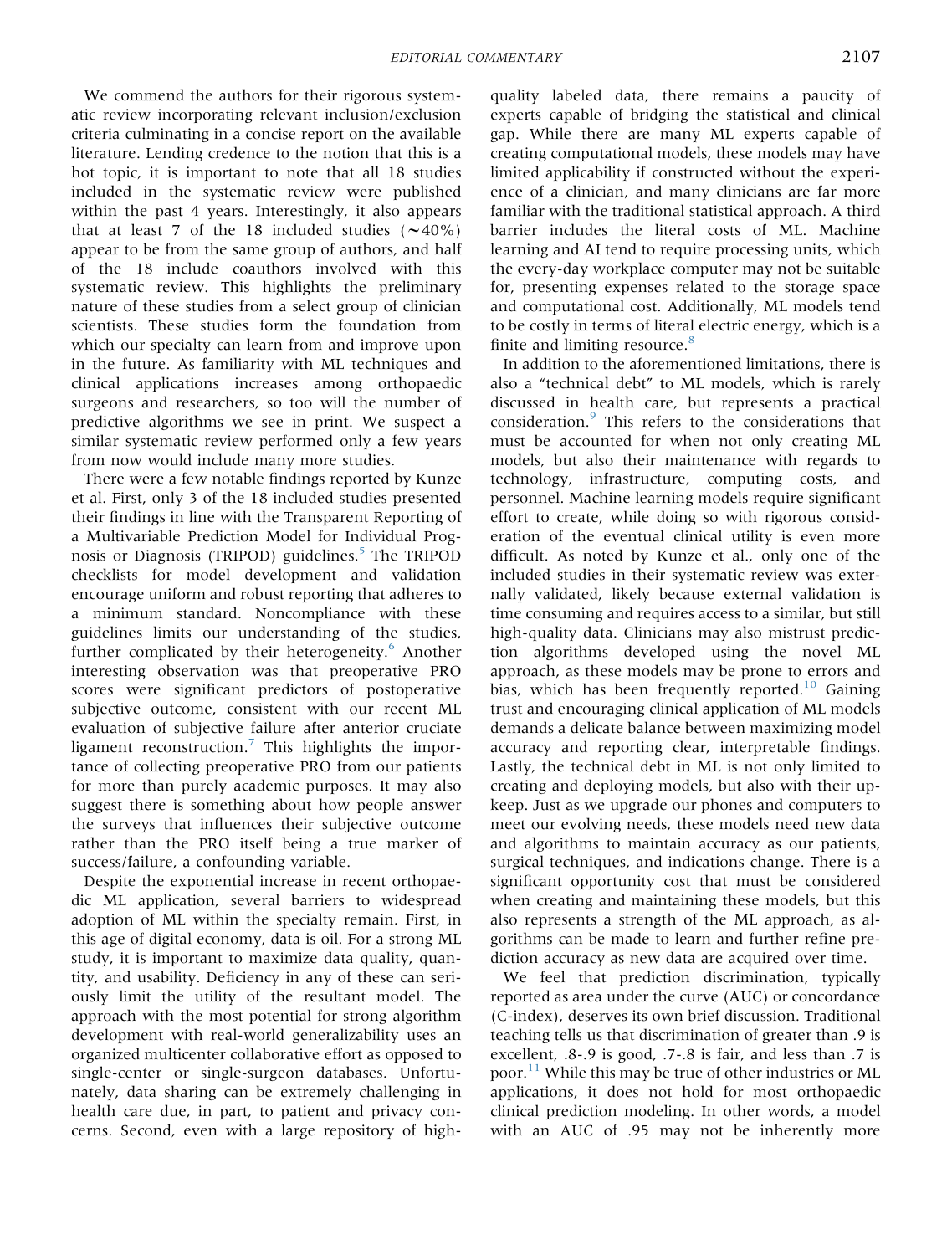We commend the authors for their rigorous systematic review incorporating relevant inclusion/exclusion criteria culminating in a concise report on the available literature. Lending credence to the notion that this is a hot topic, it is important to note that all 18 studies included in the systematic review were published within the past 4 years. Interestingly, it also appears that at least 7 of the 18 included studies (~40%) appear to be from the same group of authors, and half of the 18 include coauthors involved with this systematic review. This highlights the preliminary nature of these studies from a select group of clinician scientists. These studies form the foundation from which our specialty can learn from and improve upon in the future. As familiarity with ML techniques and clinical applications increases among orthopaedic surgeons and researchers, so too will the number of predictive algorithms we see in print. We suspect a similar systematic review performed only a few years from now would include many more studies.

There were a few notable findings reported by Kunze et al. First, only 3 of the 18 included studies presented their findings in line with the Transparent Reporting of a Multivariable Prediction Model for Individual Prognosis or Diagnosis (TRIPOD) guidelines.[5] The TRIPOD checklists for model development and validation encourage uniform and robust reporting that adheres to a minimum standard. Noncompliance with these guidelines limits our understanding of the studies, further complicated by their heterogeneity.[6] Another interesting observation was that preoperative PRO scores were significant predictors of postoperative subjective outcome, consistent with our recent ML evaluation of subjective failure after anterior cruciate ligament reconstruction.[7] This highlights the importance of collecting preoperative PRO from our patients for more than purely academic purposes. It may also suggest there is something about how people answer the surveys that influences their subjective outcome rather than the PRO itself being a true marker of success/failure, a confounding variable.

Despite the exponential increase in recent orthopaedic ML application, several barriers to widespread adoption of ML within the specialty remain. First, in this age of digital economy, data is oil. For a strong ML study, it is important to maximize data quality, quantity, and usability. Deficiency in any of these can seriously limit the utility of the resultant model. The approach with the most potential for strong algorithm development with real-world generalizability uses an organized multicenter collaborative effort as opposed to single-center or single-surgeon databases. Unfortunately, data sharing can be extremely challenging in health care due, in part, to patient and privacy concerns. Second, even with a large repository of high-quality labeled data, there remains a paucity of experts capable of bridging the statistical and clinical gap. While there are many ML experts capable of creating computational models, these models may have limited applicability if constructed without the experience of a clinician, and many clinicians are far more familiar with the traditional statistical approach. A third barrier includes the literal costs of ML. Machine learning and AI tend to require processing units, which the every-day workplace computer may not be suitable for, presenting expenses related to the storage space and computational cost. Additionally, ML models tend to be costly in terms of literal electric energy, which is a finite and limiting resource.[8]

In addition to the aforementioned limitations, there is also a "technical debt" to ML models, which is rarely discussed in health care, but represents a practical consideration.[9] This refers to the considerations that must be accounted for when not only creating ML models, but also their maintenance with regards to technology, infrastructure, computing costs, and personnel. Machine learning models require significant effort to create, while doing so with rigorous consideration of the eventual clinical utility is even more difficult. As noted by Kunze et al., only one of the included studies in their systematic review was externally validated, likely because external validation is time consuming and requires access to a similar, but still high-quality data. Clinicians may also mistrust prediction algorithms developed using the novel ML approach, as these models may be prone to errors and bias, which has been frequently reported.[10] Gaining trust and encouraging clinical application of ML models demands a delicate balance between maximizing model accuracy and reporting clear, interpretable findings. Lastly, the technical debt in ML is not only limited to creating and deploying models, but also with their upkeep. Just as we upgrade our phones and computers to meet our evolving needs, these models need new data and algorithms to maintain accuracy as our patients, surgical techniques, and indications change. There is a significant opportunity cost that must be considered when creating and maintaining these models, but this also represents a strength of the ML approach, as algorithms can be made to learn and further refine prediction accuracy as new data are acquired over time.

We feel that prediction discrimination, typically reported as area under the curve (AUC) or concordance (C-index), deserves its own brief discussion. Traditional teaching tells us that discrimination of greater than .9 is excellent, .8-.9 is good, .7-.8 is fair, and less than .7 is poor.[11] While this may be true of other industries or ML applications, it does not hold for most orthopaedic clinical prediction modeling. In other words, a model with an AUC of .95 may not be inherently more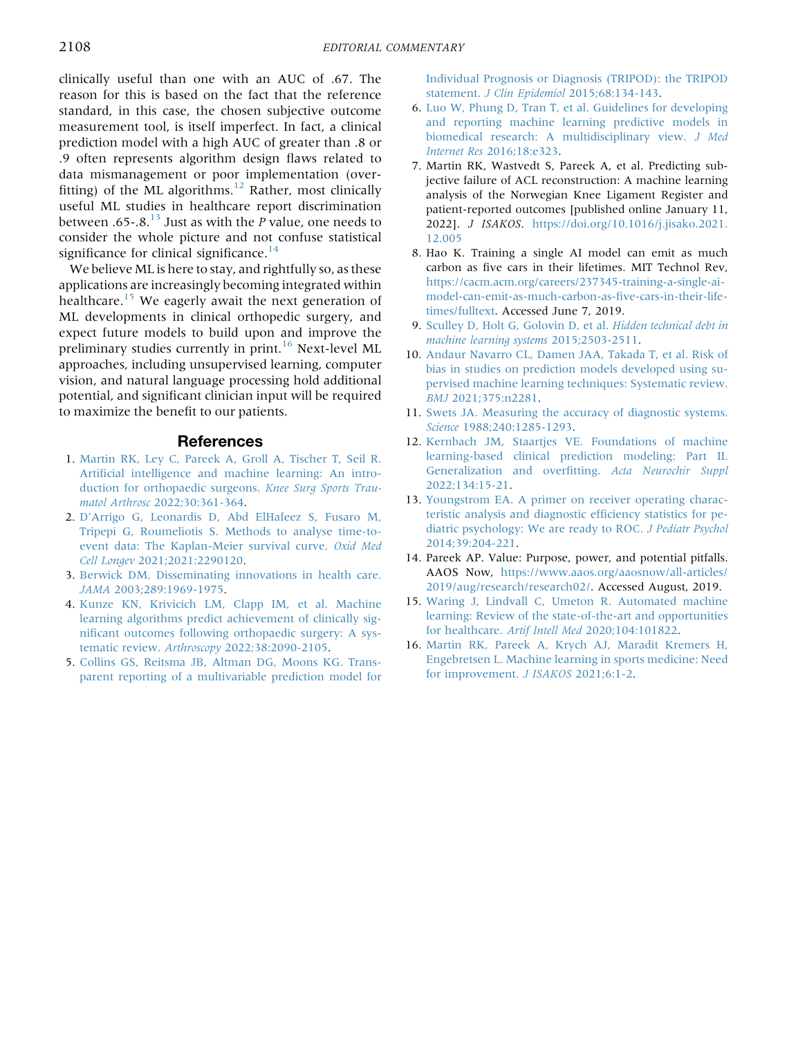clinically useful than one with an AUC of .67. The reason for this is based on the fact that the reference standard, in this case, the chosen subjective outcome measurement tool, is itself imperfect. In fact, a clinical prediction model with a high AUC of greater than .8 or .9 often represents algorithm design flaws related to data mismanagement or poor implementation (overfitting) of the ML algorithms.[12] Rather, most clinically useful ML studies in healthcare report discrimination between .65-.8.[13] Just as with the *P* value, one needs to consider the whole picture and not confuse statistical significance for clinical significance.[14]

We believe ML is here to stay, and rightfully so, as these applications are increasingly becoming integrated within healthcare.[15] We eagerly await the next generation of ML developments in clinical orthopedic surgery, and expect future models to build upon and improve the preliminary studies currently in print.[16] Next-level ML approaches, including unsupervised learning, computer vision, and natural language processing hold additional potential, and significant clinician input will be required to maximize the benefit to our patients.

## References

1. Martin RK, Ley C, Pareek A, Groll A, Tischer T, Seil R. Artificial intelligence and machine learning: An introduction for orthopaedic surgeons. *Knee Surg Sports Traumatol Arthrosc* 2022;30:361-364.
2. D'Arrigo G, Leonardis D, Abd ElHafeez S, Fusaro M, Tripepi G, Roumeliotis S. Methods to analyse time-to-event data: The Kaplan-Meier survival curve. *Oxid Med Cell Longev* 2021;2021:2290120.
3. Berwick DM. Disseminating innovations in health care. *JAMA* 2003;289:1969-1975.
4. Kunze KN, Krivicich LM, Clapp IM, et al. Machine learning algorithms predict achievement of clinically significant outcomes following orthopaedic surgery: A systematic review. *Arthroscopy* 2022;38:2090-2105.
5. Collins GS, Reitsma JB, Altman DG, Moons KG. Transparent reporting of a multivariable prediction model for Individual Prognosis or Diagnosis (TRIPOD): the TRIPOD statement. *J Clin Epidemiol* 2015;68:134-143.
6. Luo W, Phung D, Tran T, et al. Guidelines for developing and reporting machine learning predictive models in biomedical research: A multidisciplinary view. *J Med Internet Res* 2016;18:e323.
7. Martin RK, Wastvedt S, Pareek A, et al. Predicting subjective failure of ACL reconstruction: A machine learning analysis of the Norwegian Knee Ligament Register and patient-reported outcomes [published online January 11, 2022]. *J ISAKOS*. https://doi.org/10.1016/j.jisako.2021.12.005
8. Hao K. Training a single AI model can emit as much carbon as five cars in their lifetimes. MIT Technol Rev, https://cacm.acm.org/careers/237345-training-a-single-ai-model-can-emit-as-much-carbon-as-five-cars-in-their-life-times/fulltext. Accessed June 7, 2019.
9. Sculley D, Holt G, Golovin D, et al. *Hidden technical debt in machine learning systems* 2015;2503-2511.
10. Andaur Navarro CL, Damen JAA, Takada T, et al. Risk of bias in studies on prediction models developed using supervised machine learning techniques: Systematic review. *BMJ* 2021;375:n2281.
11. Swets JA. Measuring the accuracy of diagnostic systems. *Science* 1988;240:1285-1293.
12. Kernbach JM, Staartjes VE. Foundations of machine learning-based clinical prediction modeling: Part II. Generalization and overfitting. *Acta Neurochir Suppl* 2022;134:15-21.
13. Youngstrom EA. A primer on receiver operating characteristic analysis and diagnostic efficiency statistics for pediatric psychology: We are ready to ROC. *J Pediatr Psychol* 2014;39:204-221.
14. Pareek AP. Value: Purpose, power, and potential pitfalls. AAOS Now, https://www.aaos.org/aaosnow/all-articles/2019/aug/research/research02/. Accessed August, 2019.
15. Waring J, Lindvall C, Umeton R. Automated machine learning: Review of the state-of-the-art and opportunities for healthcare. *Artif Intell Med* 2020;104:101822.
16. Martin RK, Pareek A, Krych AJ, Maradit Kremers H, Engebretsen L. Machine learning in sports medicine: Need for improvement. *J ISAKOS* 2021;6:1-2.